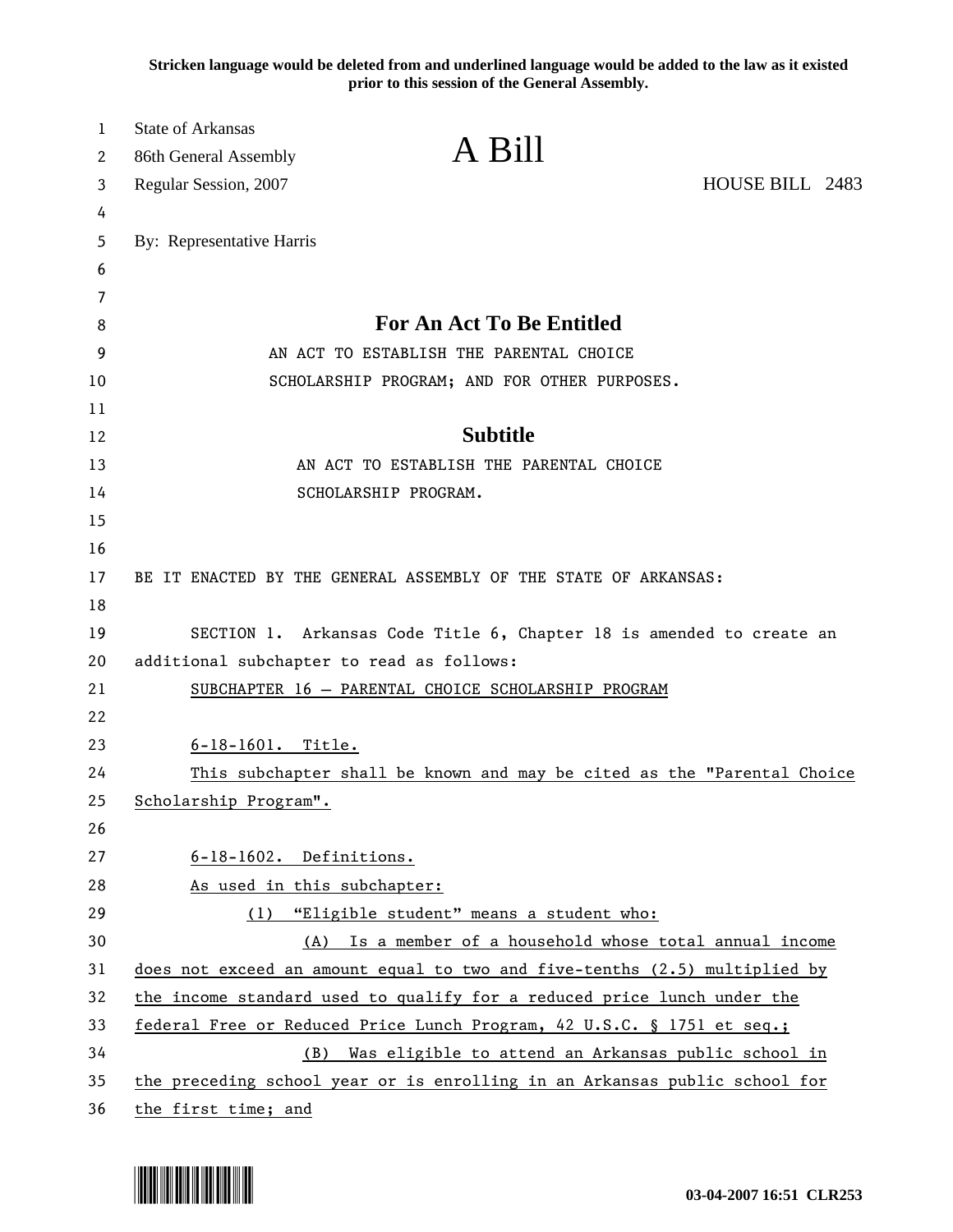**Stricken language would be deleted from and underlined language would be added to the law as it existed prior to this session of the General Assembly.**

State of Arkansas
86th General Assembly
Regular Session, 2007

# A Bill

HOUSE BILL 2483

By: Representative Harris

## For An Act To Be Entitled

AN ACT TO ESTABLISH THE PARENTAL CHOICE SCHOLARSHIP PROGRAM; AND FOR OTHER PURPOSES.

## Subtitle

AN ACT TO ESTABLISH THE PARENTAL CHOICE SCHOLARSHIP PROGRAM.

BE IT ENACTED BY THE GENERAL ASSEMBLY OF THE STATE OF ARKANSAS:

SECTION 1. Arkansas Code Title 6, Chapter 18 is amended to create an additional subchapter to read as follows:

SUBCHAPTER 16 — PARENTAL CHOICE SCHOLARSHIP PROGRAM

6-18-1601. Title.

This subchapter shall be known and may be cited as the "Parental Choice Scholarship Program".

6-18-1602. Definitions.

As used in this subchapter:

(1) "Eligible student" means a student who:

(A) Is a member of a household whose total annual income does not exceed an amount equal to two and five-tenths (2.5) multiplied by the income standard used to qualify for a reduced price lunch under the federal Free or Reduced Price Lunch Program, 42 U.S.C. § 1751 et seq.;

(B) Was eligible to attend an Arkansas public school in the preceding school year or is enrolling in an Arkansas public school for the first time; and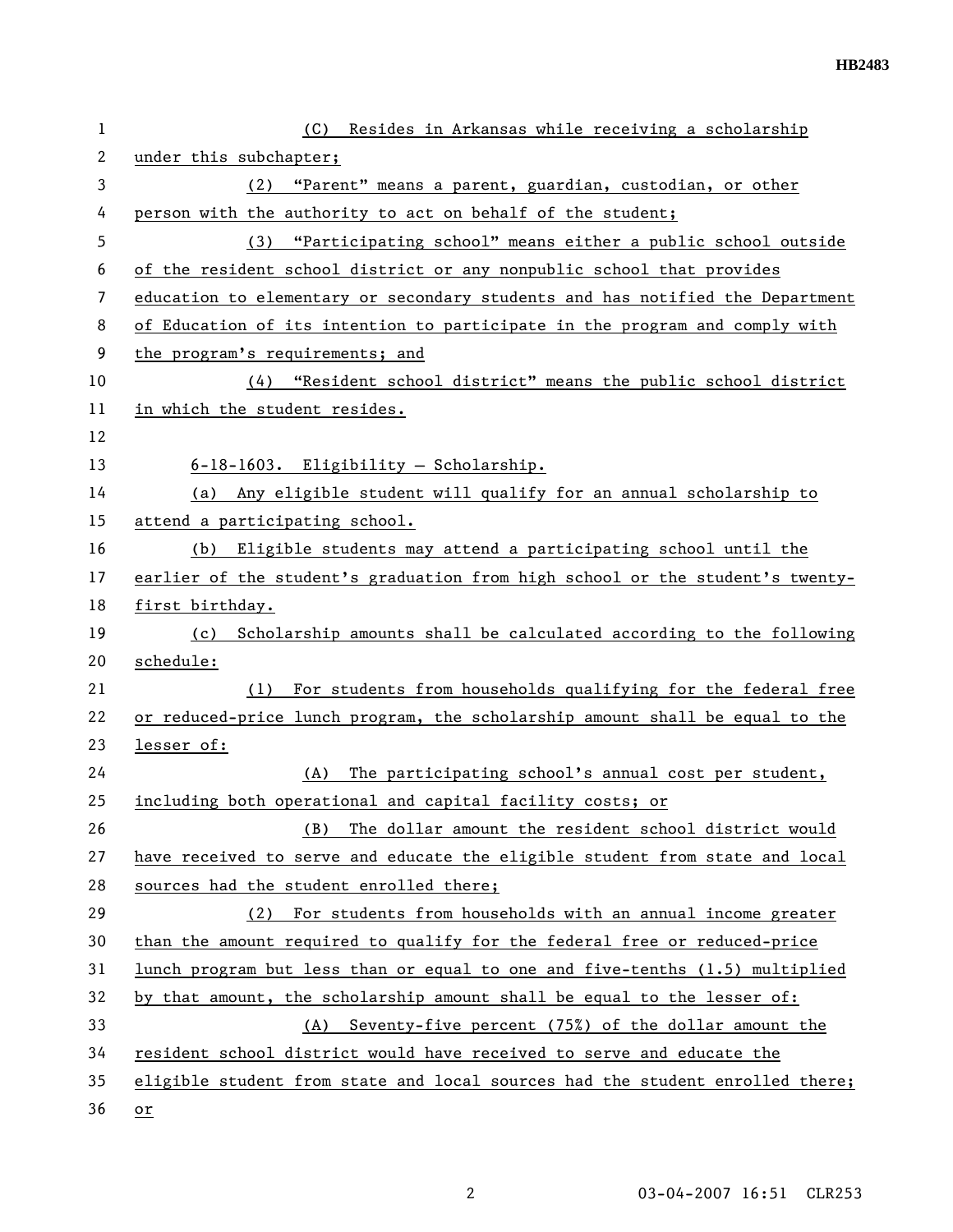(C) Resides in Arkansas while receiving a scholarship under this subchapter;

(2) "Parent" means a parent, guardian, custodian, or other person with the authority to act on behalf of the student;

(3) "Participating school" means either a public school outside of the resident school district or any nonpublic school that provides education to elementary or secondary students and has notified the Department of Education of its intention to participate in the program and comply with the program's requirements; and

(4) "Resident school district" means the public school district in which the student resides.

6-18-1603. Eligibility – Scholarship.

(a) Any eligible student will qualify for an annual scholarship to attend a participating school.

(b) Eligible students may attend a participating school until the earlier of the student's graduation from high school or the student's twenty-first birthday.

(c) Scholarship amounts shall be calculated according to the following schedule:

(1) For students from households qualifying for the federal free or reduced-price lunch program, the scholarship amount shall be equal to the lesser of:

(A) The participating school's annual cost per student, including both operational and capital facility costs; or

(B) The dollar amount the resident school district would have received to serve and educate the eligible student from state and local sources had the student enrolled there;

(2) For students from households with an annual income greater than the amount required to qualify for the federal free or reduced-price lunch program but less than or equal to one and five-tenths (1.5) multiplied by that amount, the scholarship amount shall be equal to the lesser of:

(A) Seventy-five percent (75%) of the dollar amount the resident school district would have received to serve and educate the eligible student from state and local sources had the student enrolled there; or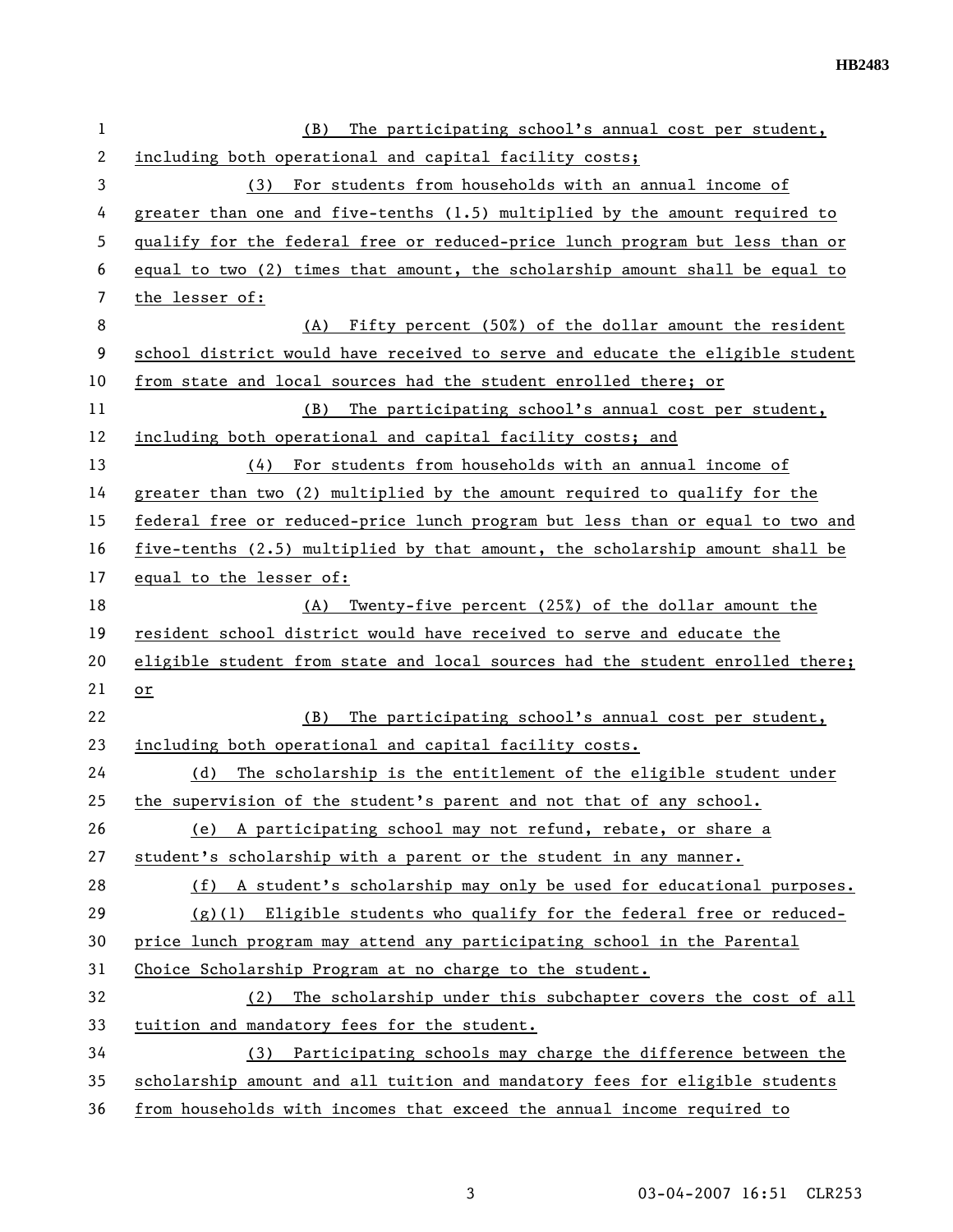(B) The participating school's annual cost per student, including both operational and capital facility costs;

(3) For students from households with an annual income of greater than one and five-tenths (1.5) multiplied by the amount required to qualify for the federal free or reduced-price lunch program but less than or equal to two (2) times that amount, the scholarship amount shall be equal to the lesser of:

(A) Fifty percent (50%) of the dollar amount the resident school district would have received to serve and educate the eligible student from state and local sources had the student enrolled there; or

(B) The participating school's annual cost per student, including both operational and capital facility costs; and

(4) For students from households with an annual income of greater than two (2) multiplied by the amount required to qualify for the federal free or reduced-price lunch program but less than or equal to two and five-tenths (2.5) multiplied by that amount, the scholarship amount shall be equal to the lesser of:

(A) Twenty-five percent (25%) of the dollar amount the resident school district would have received to serve and educate the eligible student from state and local sources had the student enrolled there; or

(B) The participating school's annual cost per student, including both operational and capital facility costs.

(d) The scholarship is the entitlement of the eligible student under the supervision of the student's parent and not that of any school.

(e) A participating school may not refund, rebate, or share a student's scholarship with a parent or the student in any manner.

(f) A student's scholarship may only be used for educational purposes.

(g)(1) Eligible students who qualify for the federal free or reduced-price lunch program may attend any participating school in the Parental Choice Scholarship Program at no charge to the student.

(2) The scholarship under this subchapter covers the cost of all tuition and mandatory fees for the student.

(3) Participating schools may charge the difference between the scholarship amount and all tuition and mandatory fees for eligible students from households with incomes that exceed the annual income required to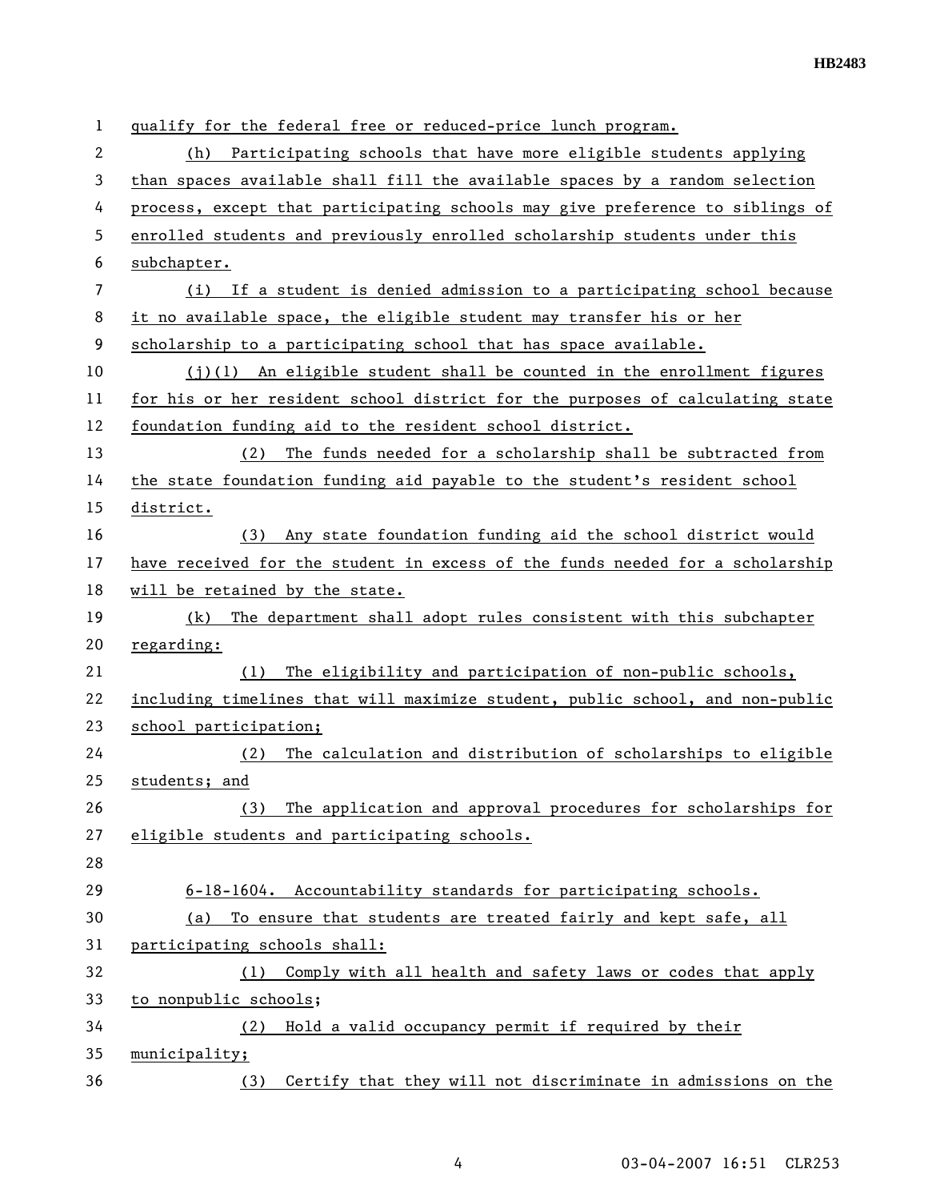qualify for the federal free or reduced-price lunch program.

(h) Participating schools that have more eligible students applying than spaces available shall fill the available spaces by a random selection process, except that participating schools may give preference to siblings of enrolled students and previously enrolled scholarship students under this subchapter.

(i) If a student is denied admission to a participating school because it no available space, the eligible student may transfer his or her scholarship to a participating school that has space available.

(j)(1) An eligible student shall be counted in the enrollment figures for his or her resident school district for the purposes of calculating state foundation funding aid to the resident school district.

(2) The funds needed for a scholarship shall be subtracted from the state foundation funding aid payable to the student's resident school district.

(3) Any state foundation funding aid the school district would have received for the student in excess of the funds needed for a scholarship will be retained by the state.

(k) The department shall adopt rules consistent with this subchapter regarding:

(1) The eligibility and participation of non-public schools, including timelines that will maximize student, public school, and non-public school participation;

(2) The calculation and distribution of scholarships to eligible students; and

(3) The application and approval procedures for scholarships for eligible students and participating schools.

6-18-1604. Accountability standards for participating schools.

(a) To ensure that students are treated fairly and kept safe, all participating schools shall:

(1) Comply with all health and safety laws or codes that apply to nonpublic schools;

(2) Hold a valid occupancy permit if required by their municipality;

(3) Certify that they will not discriminate in admissions on the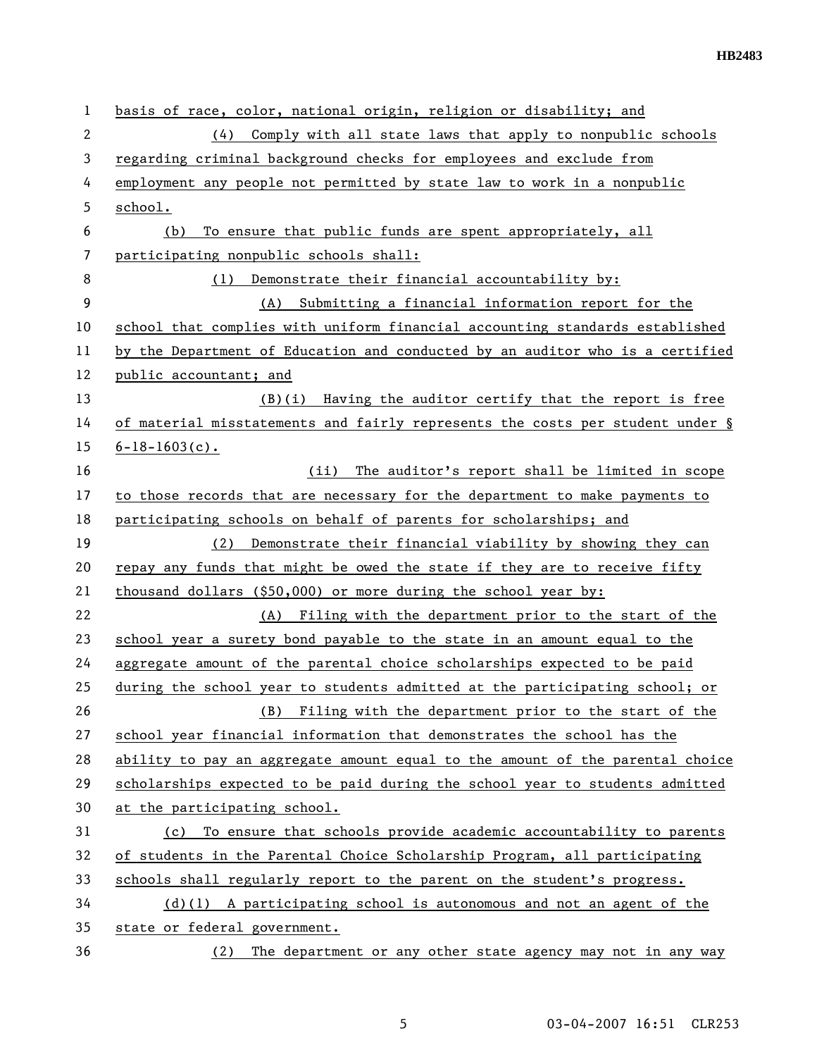basis of race, color, national origin, religion or disability; and

(4) Comply with all state laws that apply to nonpublic schools regarding criminal background checks for employees and exclude from employment any people not permitted by state law to work in a nonpublic school.

(b) To ensure that public funds are spent appropriately, all participating nonpublic schools shall:

(1) Demonstrate their financial accountability by:

(A) Submitting a financial information report for the school that complies with uniform financial accounting standards established by the Department of Education and conducted by an auditor who is a certified public accountant; and

(B)(i) Having the auditor certify that the report is free of material misstatements and fairly represents the costs per student under § 6-18-1603(c).

(ii) The auditor's report shall be limited in scope to those records that are necessary for the department to make payments to participating schools on behalf of parents for scholarships; and

(2) Demonstrate their financial viability by showing they can repay any funds that might be owed the state if they are to receive fifty thousand dollars ($50,000) or more during the school year by:

(A) Filing with the department prior to the start of the school year a surety bond payable to the state in an amount equal to the aggregate amount of the parental choice scholarships expected to be paid during the school year to students admitted at the participating school; or

(B) Filing with the department prior to the start of the school year financial information that demonstrates the school has the ability to pay an aggregate amount equal to the amount of the parental choice scholarships expected to be paid during the school year to students admitted at the participating school.

(c) To ensure that schools provide academic accountability to parents of students in the Parental Choice Scholarship Program, all participating schools shall regularly report to the parent on the student's progress.

(d)(1) A participating school is autonomous and not an agent of the state or federal government.

(2) The department or any other state agency may not in any way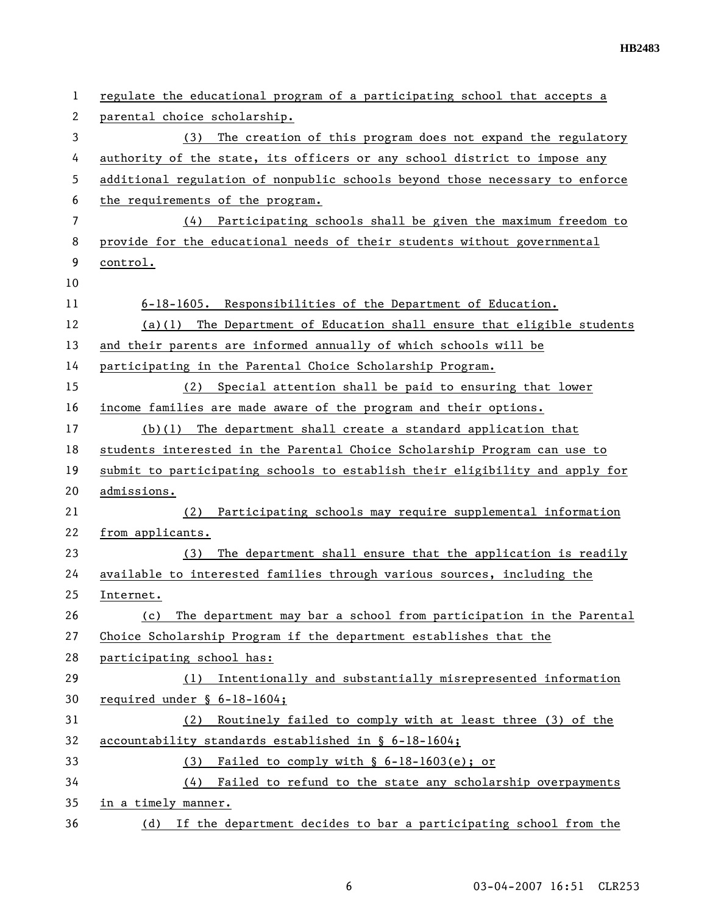regulate the educational program of a participating school that accepts a parental choice scholarship.

(3) The creation of this program does not expand the regulatory authority of the state, its officers or any school district to impose any additional regulation of nonpublic schools beyond those necessary to enforce the requirements of the program.

(4) Participating schools shall be given the maximum freedom to provide for the educational needs of their students without governmental control.

6-18-1605. Responsibilities of the Department of Education.

(a)(1) The Department of Education shall ensure that eligible students and their parents are informed annually of which schools will be participating in the Parental Choice Scholarship Program.

(2) Special attention shall be paid to ensuring that lower income families are made aware of the program and their options.

(b)(1) The department shall create a standard application that students interested in the Parental Choice Scholarship Program can use to submit to participating schools to establish their eligibility and apply for admissions.

(2) Participating schools may require supplemental information from applicants.

(3) The department shall ensure that the application is readily available to interested families through various sources, including the Internet.

(c) The department may bar a school from participation in the Parental Choice Scholarship Program if the department establishes that the participating school has:

(1) Intentionally and substantially misrepresented information required under § 6-18-1604;

(2) Routinely failed to comply with at least three (3) of the accountability standards established in § 6-18-1604;

(3) Failed to comply with § 6-18-1603(e); or

(4) Failed to refund to the state any scholarship overpayments in a timely manner.

(d) If the department decides to bar a participating school from the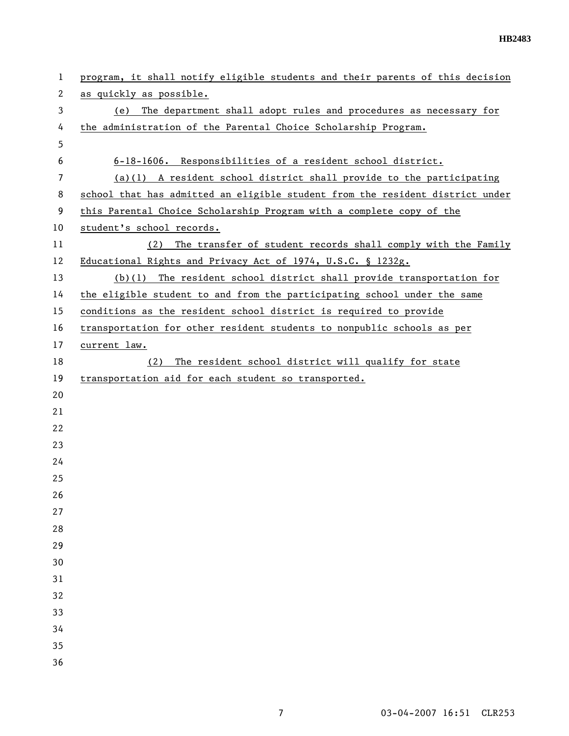program, it shall notify eligible students and their parents of this decision as quickly as possible.

(e) The department shall adopt rules and procedures as necessary for the administration of the Parental Choice Scholarship Program.

6-18-1606. Responsibilities of a resident school district.

(a)(1) A resident school district shall provide to the participating school that has admitted an eligible student from the resident district under this Parental Choice Scholarship Program with a complete copy of the student's school records.

(2) The transfer of student records shall comply with the Family Educational Rights and Privacy Act of 1974, U.S.C. § 1232g.

(b)(1) The resident school district shall provide transportation for the eligible student to and from the participating school under the same conditions as the resident school district is required to provide transportation for other resident students to nonpublic schools as per current law.

(2) The resident school district will qualify for state transportation aid for each student so transported.